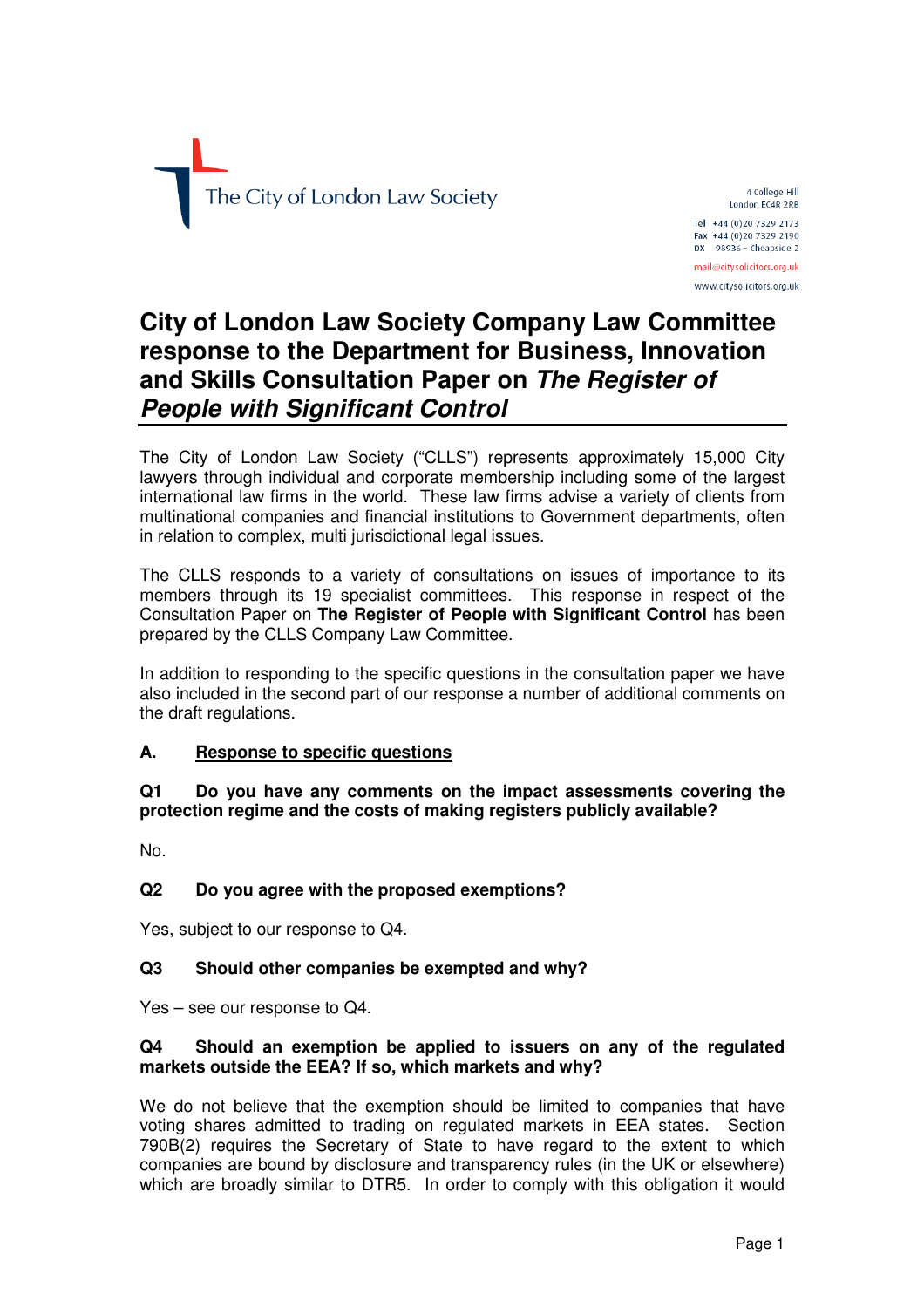The City of London Law Society

4 College Hill
London EC4R 2RB

Tel +44 (0)20 7329 2173
Fax +44 (0)20 7329 2190
DX 98936 – Cheapside 2

mail@citysolicitors.org.uk

www.citysolicitors.org.uk

# City of London Law Society Company Law Committee response to the Department for Business, Innovation and Skills Consultation Paper on *The Register of People with Significant Control*

The City of London Law Society ("CLLS") represents approximately 15,000 City lawyers through individual and corporate membership including some of the largest international law firms in the world. These law firms advise a variety of clients from multinational companies and financial institutions to Government departments, often in relation to complex, multi jurisdictional legal issues.

The CLLS responds to a variety of consultations on issues of importance to its members through its 19 specialist committees. This response in respect of the Consultation Paper on **The Register of People with Significant Control** has been prepared by the CLLS Company Law Committee.

In addition to responding to the specific questions in the consultation paper we have also included in the second part of our response a number of additional comments on the draft regulations.

## A. Response to specific questions

**Q1 Do you have any comments on the impact assessments covering the protection regime and the costs of making registers publicly available?**

No.

**Q2 Do you agree with the proposed exemptions?**

Yes, subject to our response to Q4.

**Q3 Should other companies be exempted and why?**

Yes – see our response to Q4.

**Q4 Should an exemption be applied to issuers on any of the regulated markets outside the EEA? If so, which markets and why?**

We do not believe that the exemption should be limited to companies that have voting shares admitted to trading on regulated markets in EEA states. Section 790B(2) requires the Secretary of State to have regard to the extent to which companies are bound by disclosure and transparency rules (in the UK or elsewhere) which are broadly similar to DTR5. In order to comply with this obligation it would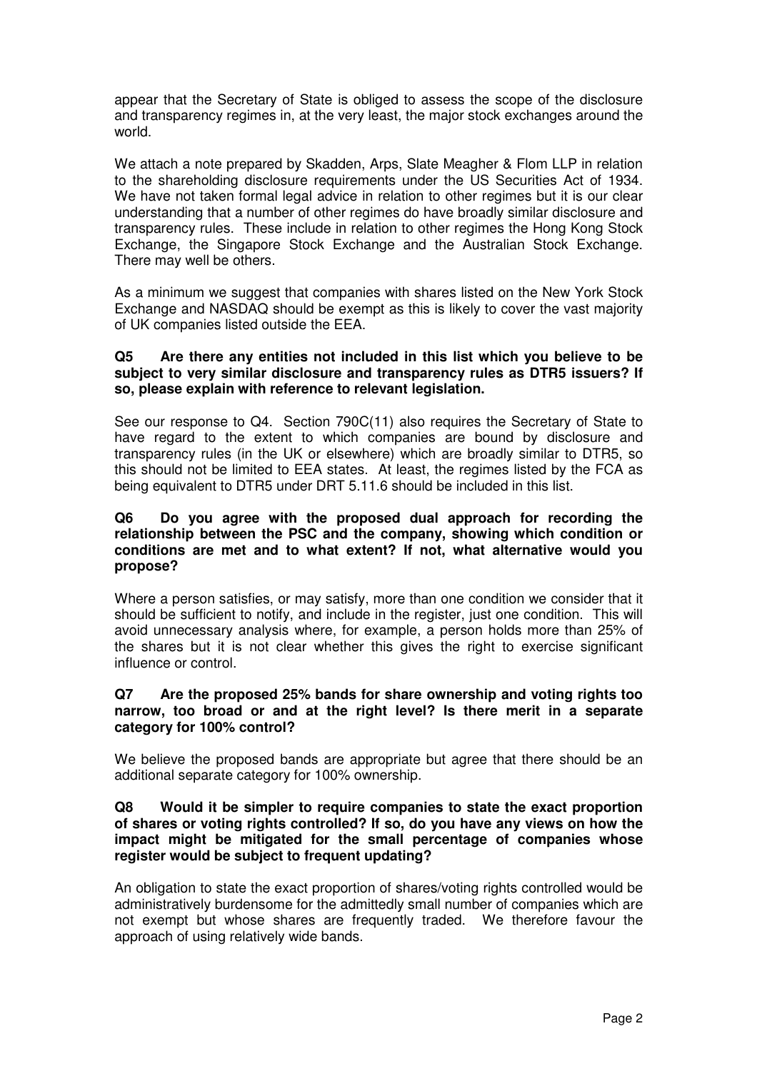appear that the Secretary of State is obliged to assess the scope of the disclosure and transparency regimes in, at the very least, the major stock exchanges around the world.

We attach a note prepared by Skadden, Arps, Slate Meagher & Flom LLP in relation to the shareholding disclosure requirements under the US Securities Act of 1934. We have not taken formal legal advice in relation to other regimes but it is our clear understanding that a number of other regimes do have broadly similar disclosure and transparency rules. These include in relation to other regimes the Hong Kong Stock Exchange, the Singapore Stock Exchange and the Australian Stock Exchange. There may well be others.

As a minimum we suggest that companies with shares listed on the New York Stock Exchange and NASDAQ should be exempt as this is likely to cover the vast majority of UK companies listed outside the EEA.

**Q5 Are there any entities not included in this list which you believe to be subject to very similar disclosure and transparency rules as DTR5 issuers? If so, please explain with reference to relevant legislation.**

See our response to Q4. Section 790C(11) also requires the Secretary of State to have regard to the extent to which companies are bound by disclosure and transparency rules (in the UK or elsewhere) which are broadly similar to DTR5, so this should not be limited to EEA states. At least, the regimes listed by the FCA as being equivalent to DTR5 under DRT 5.11.6 should be included in this list.

**Q6 Do you agree with the proposed dual approach for recording the relationship between the PSC and the company, showing which condition or conditions are met and to what extent? If not, what alternative would you propose?**

Where a person satisfies, or may satisfy, more than one condition we consider that it should be sufficient to notify, and include in the register, just one condition. This will avoid unnecessary analysis where, for example, a person holds more than 25% of the shares but it is not clear whether this gives the right to exercise significant influence or control.

**Q7 Are the proposed 25% bands for share ownership and voting rights too narrow, too broad or and at the right level? Is there merit in a separate category for 100% control?**

We believe the proposed bands are appropriate but agree that there should be an additional separate category for 100% ownership.

**Q8 Would it be simpler to require companies to state the exact proportion of shares or voting rights controlled? If so, do you have any views on how the impact might be mitigated for the small percentage of companies whose register would be subject to frequent updating?**

An obligation to state the exact proportion of shares/voting rights controlled would be administratively burdensome for the admittedly small number of companies which are not exempt but whose shares are frequently traded. We therefore favour the approach of using relatively wide bands.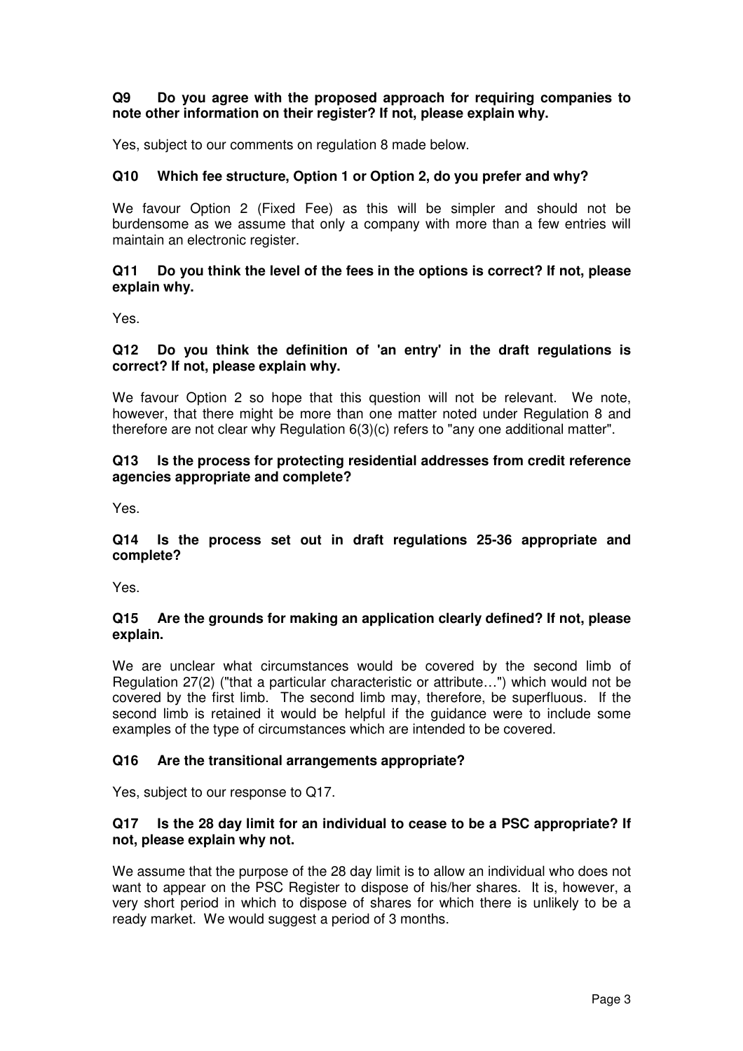**Q9 Do you agree with the proposed approach for requiring companies to note other information on their register? If not, please explain why.**

Yes, subject to our comments on regulation 8 made below.

**Q10 Which fee structure, Option 1 or Option 2, do you prefer and why?**

We favour Option 2 (Fixed Fee) as this will be simpler and should not be burdensome as we assume that only a company with more than a few entries will maintain an electronic register.

**Q11 Do you think the level of the fees in the options is correct? If not, please explain why.**

Yes.

**Q12 Do you think the definition of 'an entry' in the draft regulations is correct? If not, please explain why.**

We favour Option 2 so hope that this question will not be relevant. We note, however, that there might be more than one matter noted under Regulation 8 and therefore are not clear why Regulation 6(3)(c) refers to "any one additional matter".

**Q13 Is the process for protecting residential addresses from credit reference agencies appropriate and complete?**

Yes.

**Q14 Is the process set out in draft regulations 25-36 appropriate and complete?**

Yes.

**Q15 Are the grounds for making an application clearly defined? If not, please explain.**

We are unclear what circumstances would be covered by the second limb of Regulation 27(2) ("that a particular characteristic or attribute…") which would not be covered by the first limb. The second limb may, therefore, be superfluous. If the second limb is retained it would be helpful if the guidance were to include some examples of the type of circumstances which are intended to be covered.

**Q16 Are the transitional arrangements appropriate?**

Yes, subject to our response to Q17.

**Q17 Is the 28 day limit for an individual to cease to be a PSC appropriate? If not, please explain why not.**

We assume that the purpose of the 28 day limit is to allow an individual who does not want to appear on the PSC Register to dispose of his/her shares. It is, however, a very short period in which to dispose of shares for which there is unlikely to be a ready market. We would suggest a period of 3 months.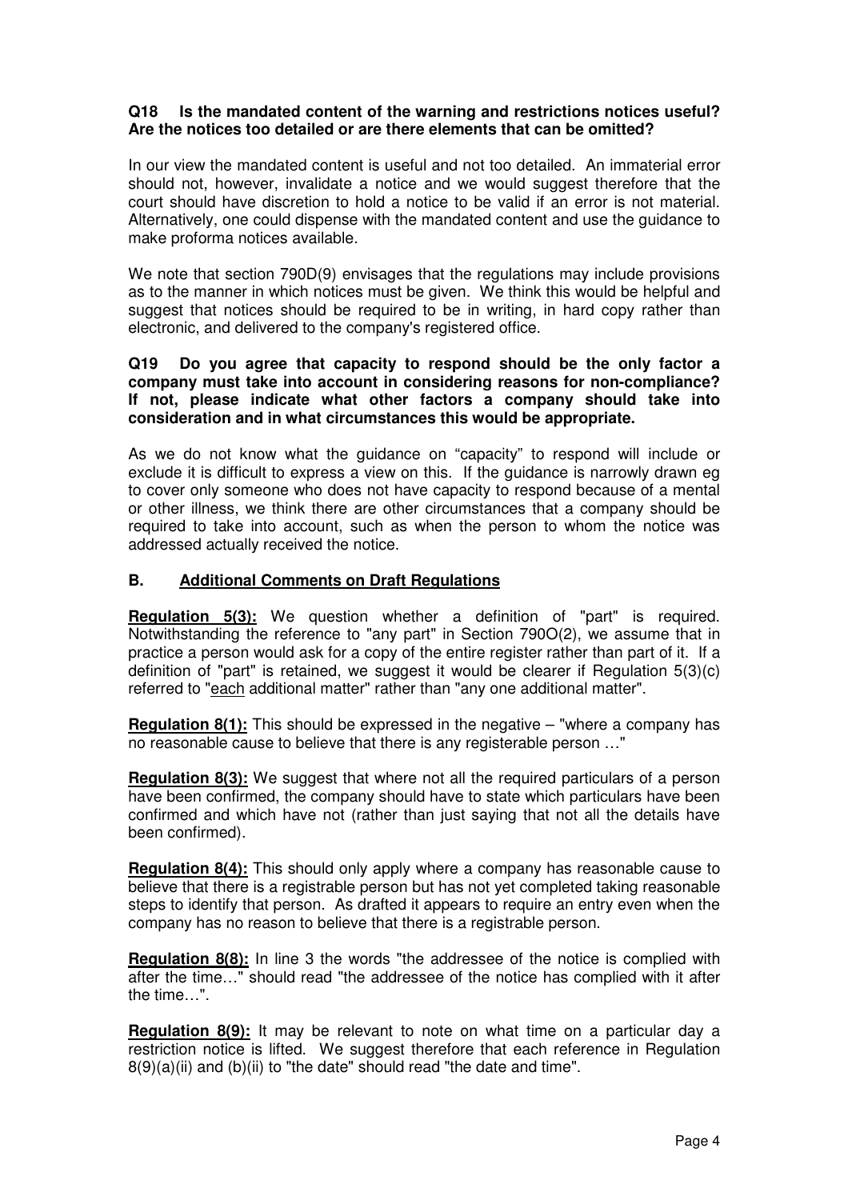**Q18 Is the mandated content of the warning and restrictions notices useful? Are the notices too detailed or are there elements that can be omitted?**

In our view the mandated content is useful and not too detailed. An immaterial error should not, however, invalidate a notice and we would suggest therefore that the court should have discretion to hold a notice to be valid if an error is not material. Alternatively, one could dispense with the mandated content and use the guidance to make proforma notices available.

We note that section 790D(9) envisages that the regulations may include provisions as to the manner in which notices must be given. We think this would be helpful and suggest that notices should be required to be in writing, in hard copy rather than electronic, and delivered to the company's registered office.

**Q19 Do you agree that capacity to respond should be the only factor a company must take into account in considering reasons for non-compliance? If not, please indicate what other factors a company should take into consideration and in what circumstances this would be appropriate.**

As we do not know what the guidance on "capacity" to respond will include or exclude it is difficult to express a view on this. If the guidance is narrowly drawn eg to cover only someone who does not have capacity to respond because of a mental or other illness, we think there are other circumstances that a company should be required to take into account, such as when the person to whom the notice was addressed actually received the notice.

## B. Additional Comments on Draft Regulations

**Regulation 5(3):** We question whether a definition of "part" is required. Notwithstanding the reference to "any part" in Section 790O(2), we assume that in practice a person would ask for a copy of the entire register rather than part of it. If a definition of "part" is retained, we suggest it would be clearer if Regulation 5(3)(c) referred to "each additional matter" rather than "any one additional matter".

**Regulation 8(1):** This should be expressed in the negative – "where a company has no reasonable cause to believe that there is any registerable person …"

**Regulation 8(3):** We suggest that where not all the required particulars of a person have been confirmed, the company should have to state which particulars have been confirmed and which have not (rather than just saying that not all the details have been confirmed).

**Regulation 8(4):** This should only apply where a company has reasonable cause to believe that there is a registrable person but has not yet completed taking reasonable steps to identify that person. As drafted it appears to require an entry even when the company has no reason to believe that there is a registrable person.

**Regulation 8(8):** In line 3 the words "the addressee of the notice is complied with after the time…" should read "the addressee of the notice has complied with it after the time…".

**Regulation 8(9):** It may be relevant to note on what time on a particular day a restriction notice is lifted. We suggest therefore that each reference in Regulation 8(9)(a)(ii) and (b)(ii) to "the date" should read "the date and time".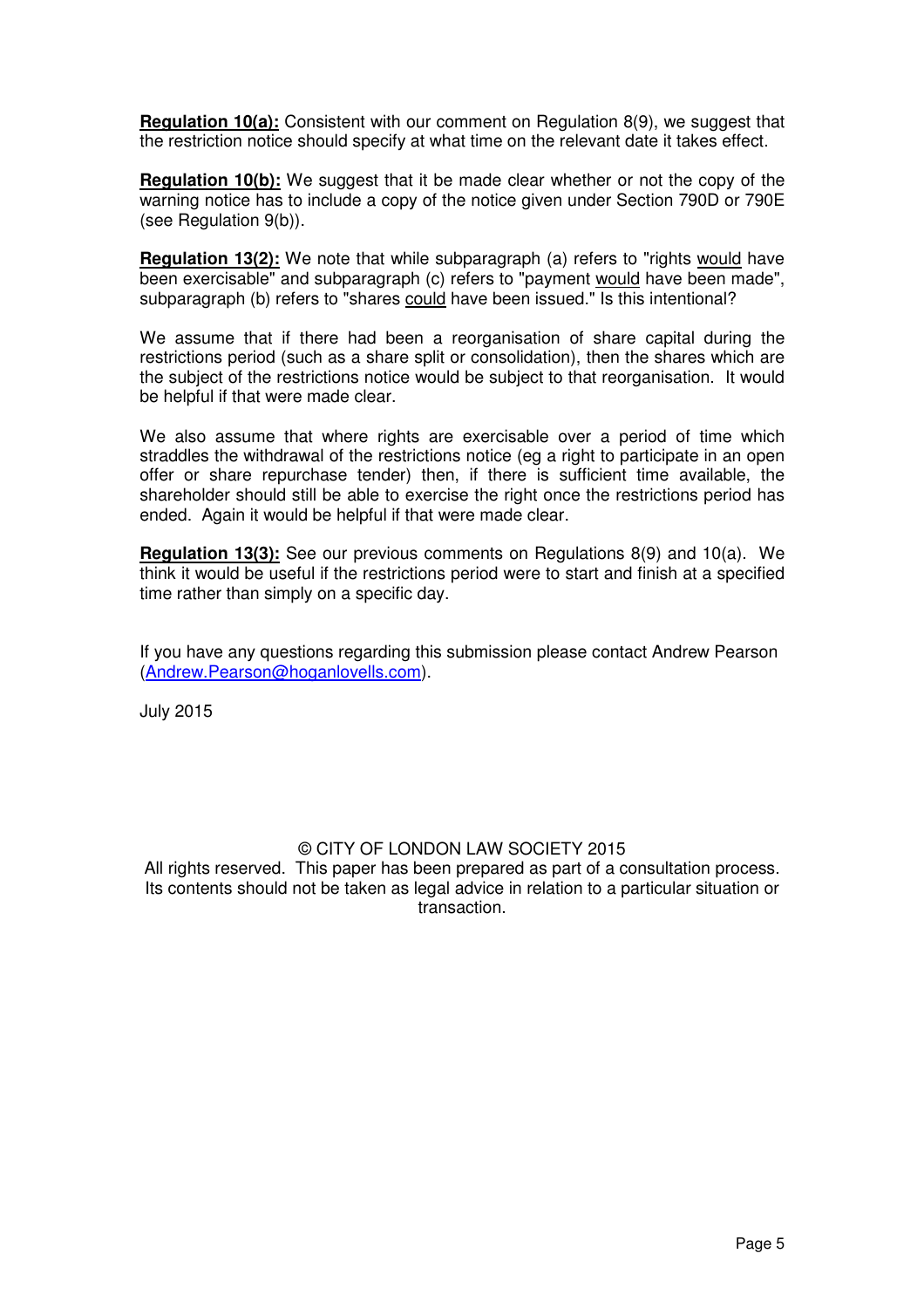**<u>Regulation 10(a):</u>** Consistent with our comment on Regulation 8(9), we suggest that the restriction notice should specify at what time on the relevant date it takes effect.

**<u>Regulation 10(b):</u>** We suggest that it be made clear whether or not the copy of the warning notice has to include a copy of the notice given under Section 790D or 790E (see Regulation 9(b)).

**<u>Regulation 13(2):</u>** We note that while subparagraph (a) refers to "rights <u>would</u> have been exercisable" and subparagraph (c) refers to "payment <u>would</u> have been made", subparagraph (b) refers to "shares <u>could</u> have been issued." Is this intentional?

We assume that if there had been a reorganisation of share capital during the restrictions period (such as a share split or consolidation), then the shares which are the subject of the restrictions notice would be subject to that reorganisation. It would be helpful if that were made clear.

We also assume that where rights are exercisable over a period of time which straddles the withdrawal of the restrictions notice (eg a right to participate in an open offer or share repurchase tender) then, if there is sufficient time available, the shareholder should still be able to exercise the right once the restrictions period has ended. Again it would be helpful if that were made clear.

**<u>Regulation 13(3):</u>** See our previous comments on Regulations 8(9) and 10(a). We think it would be useful if the restrictions period were to start and finish at a specified time rather than simply on a specific day.

If you have any questions regarding this submission please contact Andrew Pearson (Andrew.Pearson@hoganlovells.com).

July 2015

© CITY OF LONDON LAW SOCIETY 2015
All rights reserved. This paper has been prepared as part of a consultation process. Its contents should not be taken as legal advice in relation to a particular situation or transaction.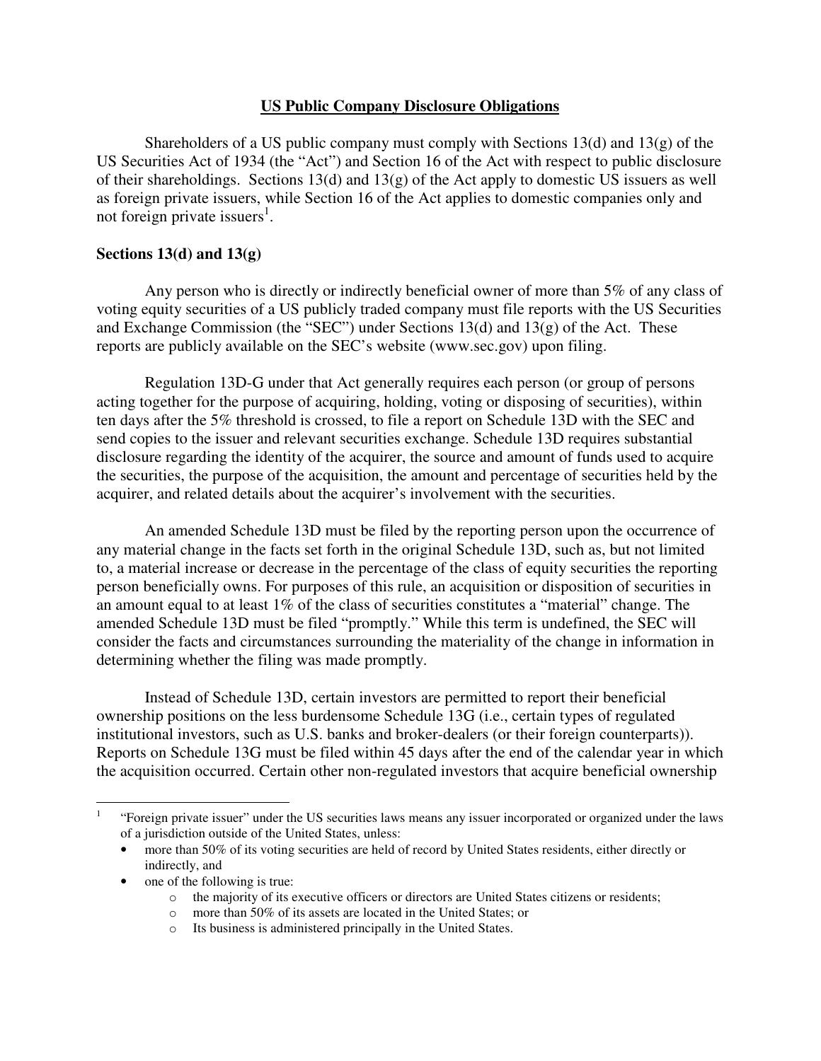## US Public Company Disclosure Obligations

Shareholders of a US public company must comply with Sections 13(d) and 13(g) of the US Securities Act of 1934 (the "Act") and Section 16 of the Act with respect to public disclosure of their shareholdings. Sections 13(d) and 13(g) of the Act apply to domestic US issuers as well as foreign private issuers, while Section 16 of the Act applies to domestic companies only and not foreign private issuers[1].

### Sections 13(d) and 13(g)

Any person who is directly or indirectly beneficial owner of more than 5% of any class of voting equity securities of a US publicly traded company must file reports with the US Securities and Exchange Commission (the "SEC") under Sections 13(d) and 13(g) of the Act. These reports are publicly available on the SEC's website (www.sec.gov) upon filing.

Regulation 13D-G under that Act generally requires each person (or group of persons acting together for the purpose of acquiring, holding, voting or disposing of securities), within ten days after the 5% threshold is crossed, to file a report on Schedule 13D with the SEC and send copies to the issuer and relevant securities exchange. Schedule 13D requires substantial disclosure regarding the identity of the acquirer, the source and amount of funds used to acquire the securities, the purpose of the acquisition, the amount and percentage of securities held by the acquirer, and related details about the acquirer's involvement with the securities.

An amended Schedule 13D must be filed by the reporting person upon the occurrence of any material change in the facts set forth in the original Schedule 13D, such as, but not limited to, a material increase or decrease in the percentage of the class of equity securities the reporting person beneficially owns. For purposes of this rule, an acquisition or disposition of securities in an amount equal to at least 1% of the class of securities constitutes a "material" change. The amended Schedule 13D must be filed "promptly." While this term is undefined, the SEC will consider the facts and circumstances surrounding the materiality of the change in information in determining whether the filing was made promptly.

Instead of Schedule 13D, certain investors are permitted to report their beneficial ownership positions on the less burdensome Schedule 13G (i.e., certain types of regulated institutional investors, such as U.S. banks and broker-dealers (or their foreign counterparts)). Reports on Schedule 13G must be filed within 45 days after the end of the calendar year in which the acquisition occurred. Certain other non-regulated investors that acquire beneficial ownership

---

[1] "Foreign private issuer" under the US securities laws means any issuer incorporated or organized under the laws of a jurisdiction outside of the United States, unless:

- more than 50% of its voting securities are held of record by United States residents, either directly or indirectly, and
- one of the following is true:
  - the majority of its executive officers or directors are United States citizens or residents;
  - more than 50% of its assets are located in the United States; or
  - Its business is administered principally in the United States.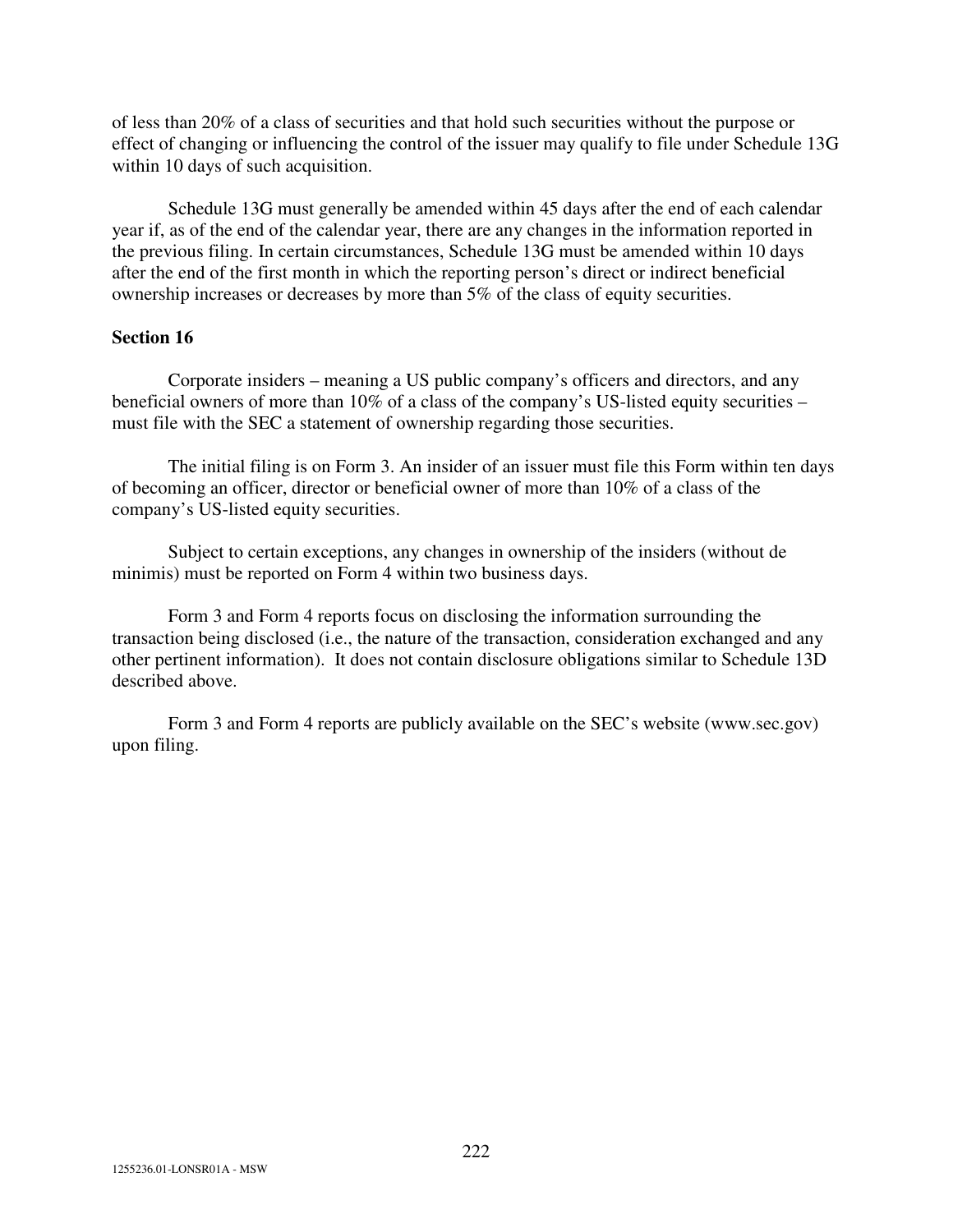of less than 20% of a class of securities and that hold such securities without the purpose or effect of changing or influencing the control of the issuer may qualify to file under Schedule 13G within 10 days of such acquisition.

Schedule 13G must generally be amended within 45 days after the end of each calendar year if, as of the end of the calendar year, there are any changes in the information reported in the previous filing. In certain circumstances, Schedule 13G must be amended within 10 days after the end of the first month in which the reporting person's direct or indirect beneficial ownership increases or decreases by more than 5% of the class of equity securities.

**Section 16**

Corporate insiders – meaning a US public company's officers and directors, and any beneficial owners of more than 10% of a class of the company's US-listed equity securities – must file with the SEC a statement of ownership regarding those securities.

The initial filing is on Form 3. An insider of an issuer must file this Form within ten days of becoming an officer, director or beneficial owner of more than 10% of a class of the company's US-listed equity securities.

Subject to certain exceptions, any changes in ownership of the insiders (without de minimis) must be reported on Form 4 within two business days.

Form 3 and Form 4 reports focus on disclosing the information surrounding the transaction being disclosed (i.e., the nature of the transaction, consideration exchanged and any other pertinent information). It does not contain disclosure obligations similar to Schedule 13D described above.

Form 3 and Form 4 reports are publicly available on the SEC's website (www.sec.gov) upon filing.